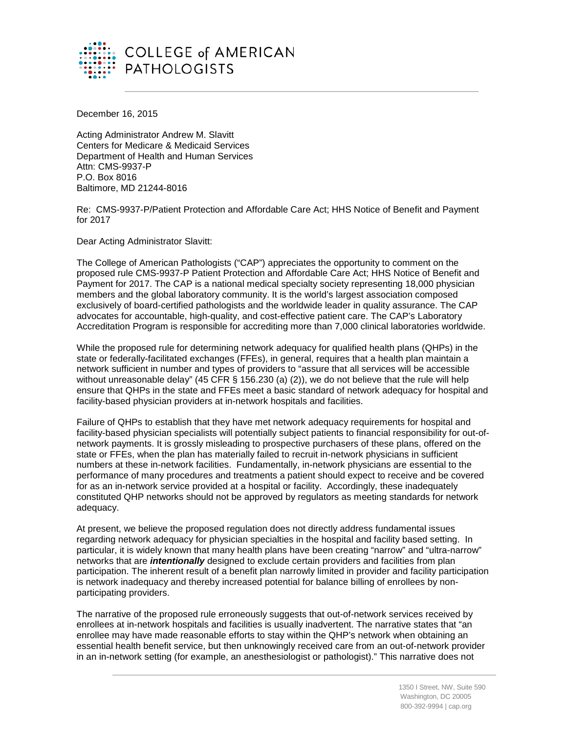COLLEGE of AMERICAN PATHOLOGISTS

December 16, 2015

Acting Administrator Andrew M. Slavitt
Centers for Medicare & Medicaid Services
Department of Health and Human Services
Attn: CMS-9937-P
P.O. Box 8016
Baltimore, MD 21244-8016

Re: CMS-9937-P/Patient Protection and Affordable Care Act; HHS Notice of Benefit and Payment for 2017

Dear Acting Administrator Slavitt:

The College of American Pathologists ("CAP") appreciates the opportunity to comment on the proposed rule CMS-9937-P Patient Protection and Affordable Care Act; HHS Notice of Benefit and Payment for 2017. The CAP is a national medical specialty society representing 18,000 physician members and the global laboratory community. It is the world's largest association composed exclusively of board-certified pathologists and the worldwide leader in quality assurance. The CAP advocates for accountable, high-quality, and cost-effective patient care. The CAP's Laboratory Accreditation Program is responsible for accrediting more than 7,000 clinical laboratories worldwide.

While the proposed rule for determining network adequacy for qualified health plans (QHPs) in the state or federally-facilitated exchanges (FFEs), in general, requires that a health plan maintain a network sufficient in number and types of providers to "assure that all services will be accessible without unreasonable delay" (45 CFR § 156.230 (a) (2)), we do not believe that the rule will help ensure that QHPs in the state and FFEs meet a basic standard of network adequacy for hospital and facility-based physician providers at in-network hospitals and facilities.

Failure of QHPs to establish that they have met network adequacy requirements for hospital and facility-based physician specialists will potentially subject patients to financial responsibility for out-of-network payments. It is grossly misleading to prospective purchasers of these plans, offered on the state or FFEs, when the plan has materially failed to recruit in-network physicians in sufficient numbers at these in-network facilities. Fundamentally, in-network physicians are essential to the performance of many procedures and treatments a patient should expect to receive and be covered for as an in-network service provided at a hospital or facility. Accordingly, these inadequately constituted QHP networks should not be approved by regulators as meeting standards for network adequacy.

At present, we believe the proposed regulation does not directly address fundamental issues regarding network adequacy for physician specialties in the hospital and facility based setting. In particular, it is widely known that many health plans have been creating "narrow" and "ultra-narrow" networks that are ***intentionally*** designed to exclude certain providers and facilities from plan participation. The inherent result of a benefit plan narrowly limited in provider and facility participation is network inadequacy and thereby increased potential for balance billing of enrollees by non-participating providers.

The narrative of the proposed rule erroneously suggests that out-of-network services received by enrollees at in-network hospitals and facilities is usually inadvertent. The narrative states that "an enrollee may have made reasonable efforts to stay within the QHP's network when obtaining an essential health benefit service, but then unknowingly received care from an out-of-network provider in an in-network setting (for example, an anesthesiologist or pathologist)." This narrative does not

1350 I Street, NW, Suite 590
Washington, DC 20005
800-392-9994 | cap.org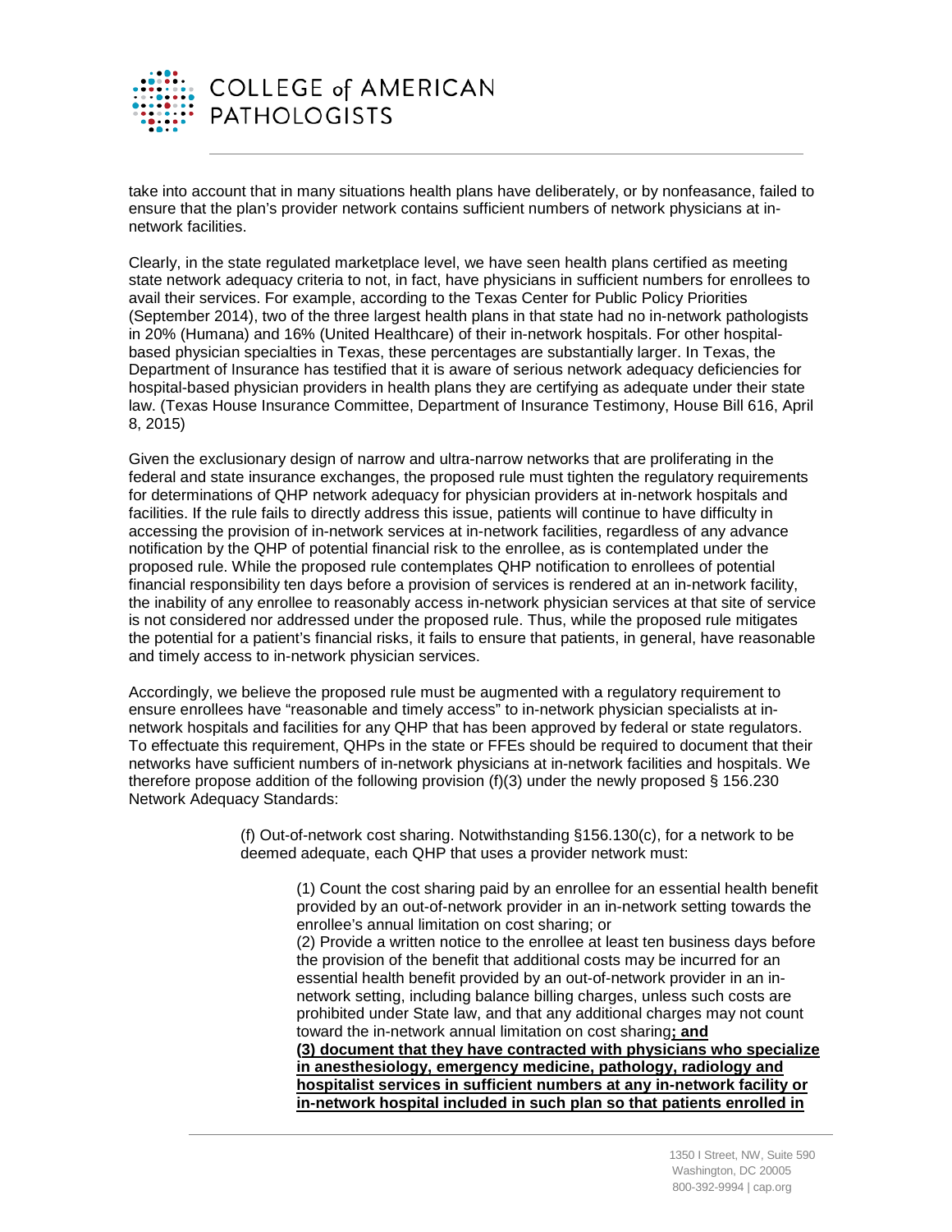take into account that in many situations health plans have deliberately, or by nonfeasance, failed to ensure that the plan's provider network contains sufficient numbers of network physicians at in-network facilities.

Clearly, in the state regulated marketplace level, we have seen health plans certified as meeting state network adequacy criteria to not, in fact, have physicians in sufficient numbers for enrollees to avail their services. For example, according to the Texas Center for Public Policy Priorities (September 2014), two of the three largest health plans in that state had no in-network pathologists in 20% (Humana) and 16% (United Healthcare) of their in-network hospitals. For other hospital-based physician specialties in Texas, these percentages are substantially larger. In Texas, the Department of Insurance has testified that it is aware of serious network adequacy deficiencies for hospital-based physician providers in health plans they are certifying as adequate under their state law. (Texas House Insurance Committee, Department of Insurance Testimony, House Bill 616, April 8, 2015)

Given the exclusionary design of narrow and ultra-narrow networks that are proliferating in the federal and state insurance exchanges, the proposed rule must tighten the regulatory requirements for determinations of QHP network adequacy for physician providers at in-network hospitals and facilities. If the rule fails to directly address this issue, patients will continue to have difficulty in accessing the provision of in-network services at in-network facilities, regardless of any advance notification by the QHP of potential financial risk to the enrollee, as is contemplated under the proposed rule. While the proposed rule contemplates QHP notification to enrollees of potential financial responsibility ten days before a provision of services is rendered at an in-network facility, the inability of any enrollee to reasonably access in-network physician services at that site of service is not considered nor addressed under the proposed rule. Thus, while the proposed rule mitigates the potential for a patient's financial risks, it fails to ensure that patients, in general, have reasonable and timely access to in-network physician services.

Accordingly, we believe the proposed rule must be augmented with a regulatory requirement to ensure enrollees have "reasonable and timely access" to in-network physician specialists at in-network hospitals and facilities for any QHP that has been approved by federal or state regulators. To effectuate this requirement, QHPs in the state or FFEs should be required to document that their networks have sufficient numbers of in-network physicians at in-network facilities and hospitals. We therefore propose addition of the following provision (f)(3) under the newly proposed § 156.230 Network Adequacy Standards:

> (f) Out-of-network cost sharing. Notwithstanding §156.130(c), for a network to be deemed adequate, each QHP that uses a provider network must:
>
> > (1) Count the cost sharing paid by an enrollee for an essential health benefit provided by an out-of-network provider in an in-network setting towards the enrollee's annual limitation on cost sharing; or
> > (2) Provide a written notice to the enrollee at least ten business days before the provision of the benefit that additional costs may be incurred for an essential health benefit provided by an out-of-network provider in an in-network setting, including balance billing charges, unless such costs are prohibited under State law, and that any additional charges may not count toward the in-network annual limitation on cost sharing**; and**
> > **(3) document that they have contracted with physicians who specialize in anesthesiology, emergency medicine, pathology, radiology and hospitalist services in sufficient numbers at any in-network facility or in-network hospital included in such plan so that patients enrolled in**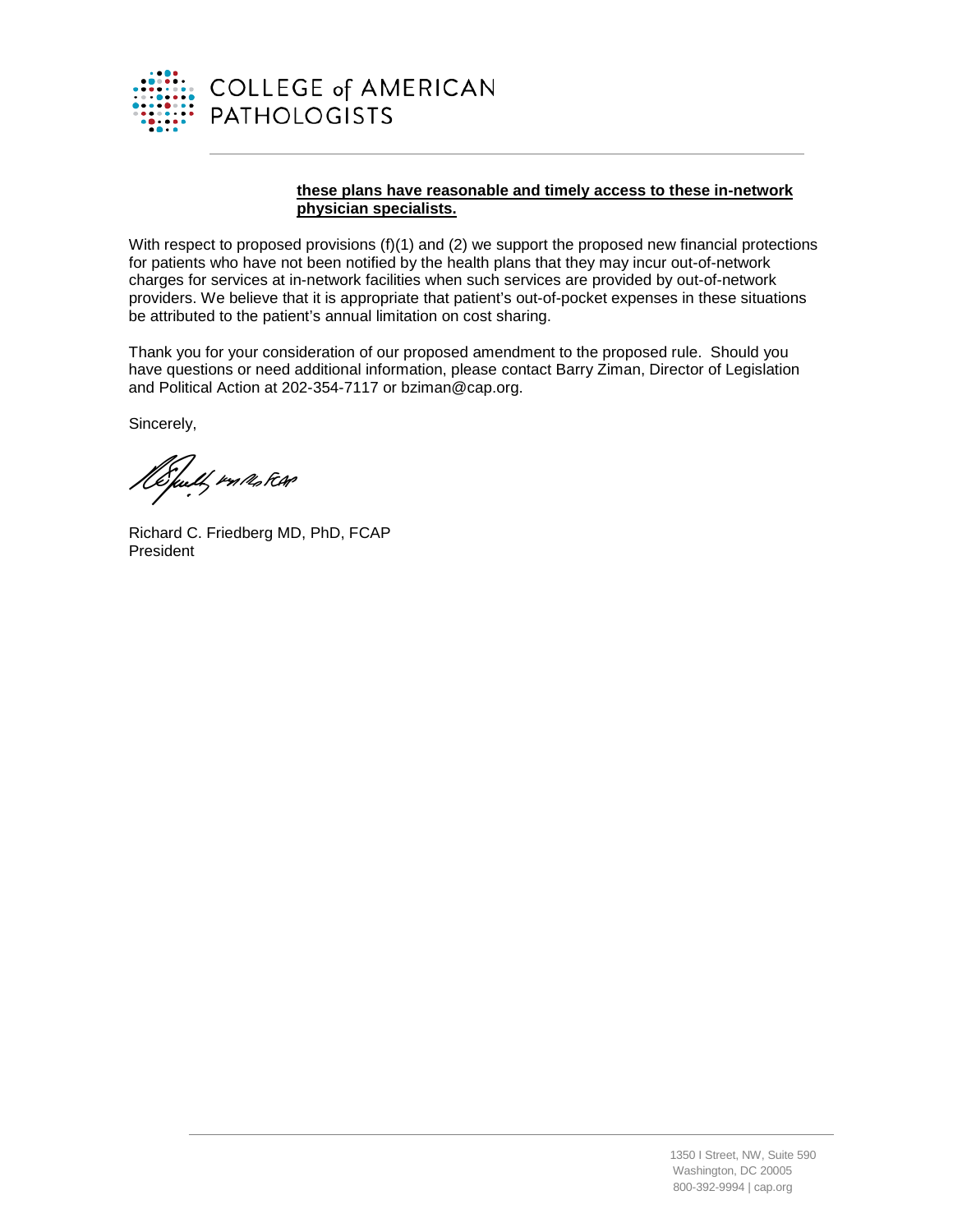**these plans have reasonable and timely access to these in-network physician specialists.**

With respect to proposed provisions (f)(1) and (2) we support the proposed new financial protections for patients who have not been notified by the health plans that they may incur out-of-network charges for services at in-network facilities when such services are provided by out-of-network providers. We believe that it is appropriate that patient's out-of-pocket expenses in these situations be attributed to the patient's annual limitation on cost sharing.

Thank you for your consideration of our proposed amendment to the proposed rule. Should you have questions or need additional information, please contact Barry Ziman, Director of Legislation and Political Action at 202-354-7117 or bziman@cap.org.

Sincerely,

Richard C. Friedberg MD, PhD, FCAP
President